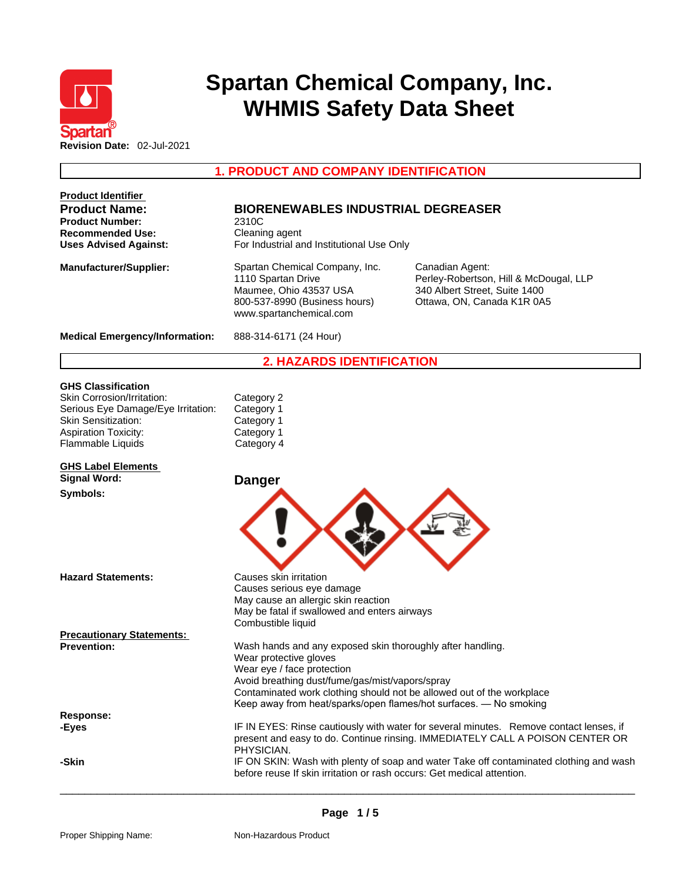# Spartan Chemical Company, Inc.
# WHMIS Safety Data Sheet

**Revision Date:** 02-Jul-2021

## 1. PRODUCT AND COMPANY IDENTIFICATION

**Product Identifier**

| | |
|---|---|
| **Product Name:** | **BIORENEWABLES INDUSTRIAL DEGREASER** |
| **Product Number:** | 2310C |
| **Recommended Use:** | Cleaning agent |
| **Uses Advised Against:** | For Industrial and Institutional Use Only |

**Manufacturer/Supplier:**

Spartan Chemical Company, Inc.
1110 Spartan Drive
Maumee, Ohio 43537 USA
800-537-8990 (Business hours)
www.spartanchemical.com

Canadian Agent:
Perley-Robertson, Hill & McDougal, LLP
340 Albert Street, Suite 1400
Ottawa, ON, Canada K1R 0A5

**Medical Emergency/Information:** 888-314-6171 (24 Hour)

## 2. HAZARDS IDENTIFICATION

**GHS Classification**

| | |
|---|---|
| Skin Corrosion/Irritation: | Category 2 |
| Serious Eye Damage/Eye Irritation: | Category 1 |
| Skin Sensitization: | Category 1 |
| Aspiration Toxicity: | Category 1 |
| Flammable Liquids | Category 4 |

**GHS Label Elements**

**Signal Word:** **Danger**

**Symbols:**

**Hazard Statements:**

Causes skin irritation
Causes serious eye damage
May cause an allergic skin reaction
May be fatal if swallowed and enters airways
Combustible liquid

**Precautionary Statements:**

**Prevention:**

Wash hands and any exposed skin thoroughly after handling.
Wear protective gloves
Wear eye / face protection
Avoid breathing dust/fume/gas/mist/vapors/spray
Contaminated work clothing should not be allowed out of the workplace
Keep away from heat/sparks/open flames/hot surfaces. — No smoking

**Response:**

**-Eyes**
IF IN EYES: Rinse cautiously with water for several minutes. Remove contact lenses, if present and easy to do. Continue rinsing. IMMEDIATELY CALL A POISON CENTER OR PHYSICIAN.

**-Skin**
IF ON SKIN: Wash with plenty of soap and water Take off contaminated clothing and wash before reuse If skin irritation or rash occurs: Get medical attention.

Proper Shipping Name: Non-Hazardous Product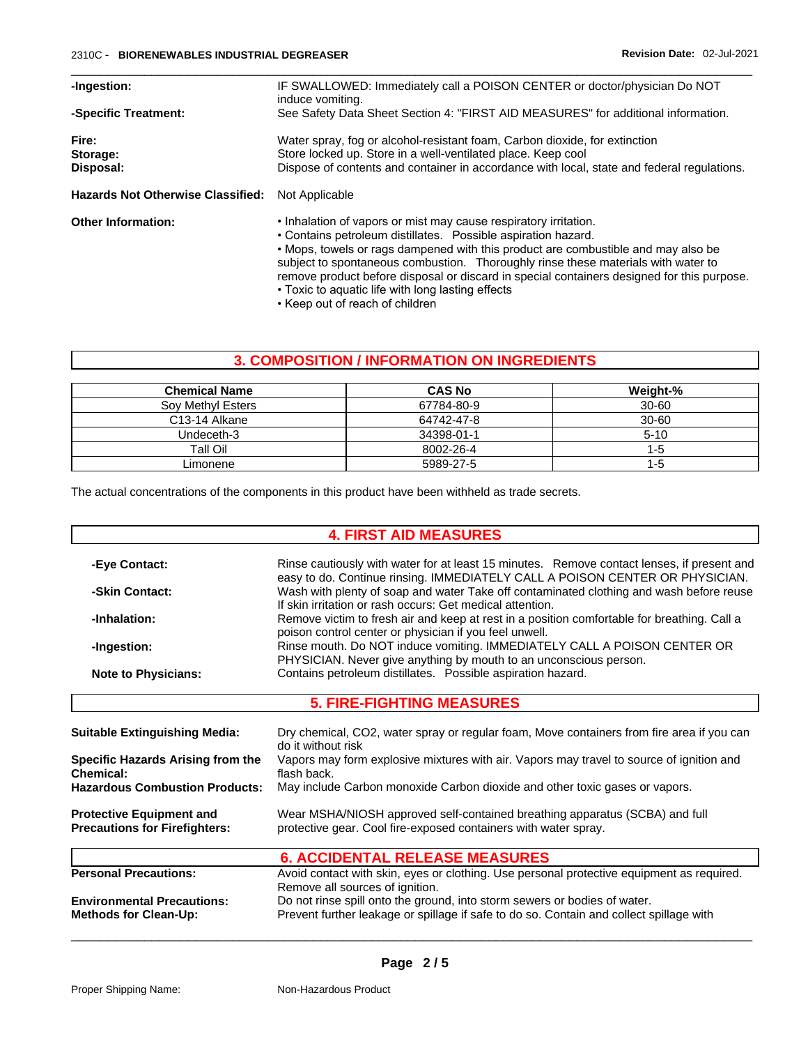**-Ingestion:** IF SWALLOWED: Immediately call a POISON CENTER or doctor/physician Do NOT induce vomiting.

**-Specific Treatment:** See Safety Data Sheet Section 4: "FIRST AID MEASURES" for additional information.

**Fire:** Water spray, fog or alcohol-resistant foam, Carbon dioxide, for extinction

**Storage:** Store locked up. Store in a well-ventilated place. Keep cool

**Disposal:** Dispose of contents and container in accordance with local, state and federal regulations.

**Hazards Not Otherwise Classified:** Not Applicable

**Other Information:**

- Inhalation of vapors or mist may cause respiratory irritation.
- Contains petroleum distillates. Possible aspiration hazard.
- Mops, towels or rags dampened with this product are combustible and may also be subject to spontaneous combustion. Thoroughly rinse these materials with water to remove product before disposal or discard in special containers designed for this purpose.
- Toxic to aquatic life with long lasting effects
- Keep out of reach of children

## 3. COMPOSITION / INFORMATION ON INGREDIENTS

| Chemical Name | CAS No | Weight-% |
|---|---|---|
| Soy Methyl Esters | 67784-80-9 | 30-60 |
| C13-14 Alkane | 64742-47-8 | 30-60 |
| Undeceth-3 | 34398-01-1 | 5-10 |
| Tall Oil | 8002-26-4 | 1-5 |
| Limonene | 5989-27-5 | 1-5 |

The actual concentrations of the components in this product have been withheld as trade secrets.

## 4. FIRST AID MEASURES

**-Eye Contact:** Rinse cautiously with water for at least 15 minutes. Remove contact lenses, if present and easy to do. Continue rinsing. IMMEDIATELY CALL A POISON CENTER OR PHYSICIAN.

**-Skin Contact:** Wash with plenty of soap and water Take off contaminated clothing and wash before reuse If skin irritation or rash occurs: Get medical attention.

**-Inhalation:** Remove victim to fresh air and keep at rest in a position comfortable for breathing. Call a poison control center or physician if you feel unwell.

**-Ingestion:** Rinse mouth. Do NOT induce vomiting. IMMEDIATELY CALL A POISON CENTER OR PHYSICIAN. Never give anything by mouth to an unconscious person.

**Note to Physicians:** Contains petroleum distillates. Possible aspiration hazard.

## 5. FIRE-FIGHTING MEASURES

**Suitable Extinguishing Media:** Dry chemical, CO2, water spray or regular foam, Move containers from fire area if you can do it without risk

**Specific Hazards Arising from the Chemical:** Vapors may form explosive mixtures with air. Vapors may travel to source of ignition and flash back.

**Hazardous Combustion Products:** May include Carbon monoxide Carbon dioxide and other toxic gases or vapors.

**Protective Equipment and Precautions for Firefighters:** Wear MSHA/NIOSH approved self-contained breathing apparatus (SCBA) and full protective gear. Cool fire-exposed containers with water spray.

## 6. ACCIDENTAL RELEASE MEASURES

**Personal Precautions:** Avoid contact with skin, eyes or clothing. Use personal protective equipment as required. Remove all sources of ignition.

**Environmental Precautions:** Do not rinse spill onto the ground, into storm sewers or bodies of water.

**Methods for Clean-Up:** Prevent further leakage or spillage if safe to do so. Contain and collect spillage with

Proper Shipping Name: Non-Hazardous Product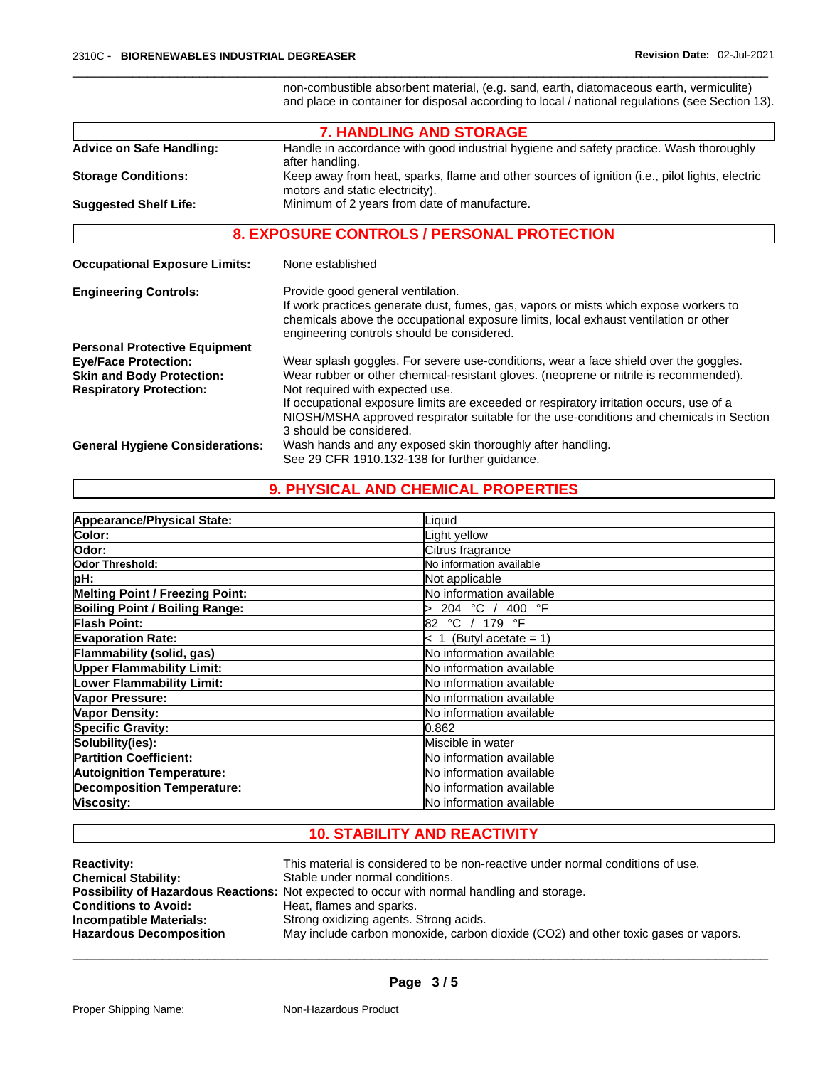non-combustible absorbent material, (e.g. sand, earth, diatomaceous earth, vermiculite) and place in container for disposal according to local / national regulations (see Section 13).

## 7. HANDLING AND STORAGE

**Advice on Safe Handling:** Handle in accordance with good industrial hygiene and safety practice. Wash thoroughly after handling.

**Storage Conditions:** Keep away from heat, sparks, flame and other sources of ignition (i.e., pilot lights, electric motors and static electricity).

**Suggested Shelf Life:** Minimum of 2 years from date of manufacture.

## 8. EXPOSURE CONTROLS / PERSONAL PROTECTION

**Occupational Exposure Limits:** None established

**Engineering Controls:** Provide good general ventilation.
If work practices generate dust, fumes, gas, vapors or mists which expose workers to chemicals above the occupational exposure limits, local exhaust ventilation or other engineering controls should be considered.

**Personal Protective Equipment**

**Eye/Face Protection:** Wear splash goggles. For severe use-conditions, wear a face shield over the goggles.

**Skin and Body Protection:** Wear rubber or other chemical-resistant gloves. (neoprene or nitrile is recommended).

**Respiratory Protection:** Not required with expected use.
If occupational exposure limits are exceeded or respiratory irritation occurs, use of a NIOSH/MSHA approved respirator suitable for the use-conditions and chemicals in Section 3 should be considered.

**General Hygiene Considerations:** Wash hands and any exposed skin thoroughly after handling.
See 29 CFR 1910.132-138 for further guidance.

## 9. PHYSICAL AND CHEMICAL PROPERTIES

| Property | Value |
|---|---|
| **Appearance/Physical State:** | Liquid |
| **Color:** | Light yellow |
| **Odor:** | Citrus fragrance |
| **Odor Threshold:** | No information available |
| **pH:** | Not applicable |
| **Melting Point / Freezing Point:** | No information available |
| **Boiling Point / Boiling Range:** | > 204 °C / 400 °F |
| **Flash Point:** | 82 °C / 179 °F |
| **Evaporation Rate:** | < 1 (Butyl acetate = 1) |
| **Flammability (solid, gas)** | No information available |
| **Upper Flammability Limit:** | No information available |
| **Lower Flammability Limit:** | No information available |
| **Vapor Pressure:** | No information available |
| **Vapor Density:** | No information available |
| **Specific Gravity:** | 0.862 |
| **Solubility(ies):** | Miscible in water |
| **Partition Coefficient:** | No information available |
| **Autoignition Temperature:** | No information available |
| **Decomposition Temperature:** | No information available |
| **Viscosity:** | No information available |

## 10. STABILITY AND REACTIVITY

**Reactivity:** This material is considered to be non-reactive under normal conditions of use.

**Chemical Stability:** Stable under normal conditions.

**Possibility of Hazardous Reactions:** Not expected to occur with normal handling and storage.

**Conditions to Avoid:** Heat, flames and sparks.

**Incompatible Materials:** Strong oxidizing agents. Strong acids.

**Hazardous Decomposition** May include carbon monoxide, carbon dioxide ($CO_2$) and other toxic gases or vapors.

Proper Shipping Name: Non-Hazardous Product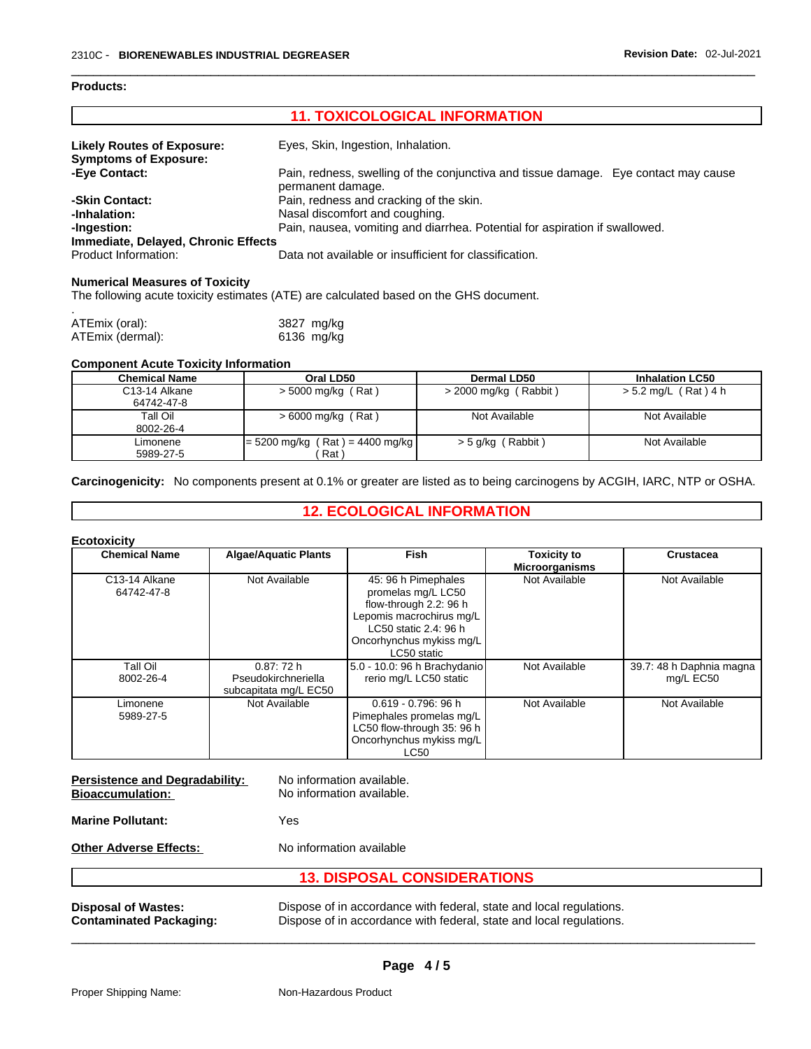**Products:**

## 11. TOXICOLOGICAL INFORMATION

**Likely Routes of Exposure:** Eyes, Skin, Ingestion, Inhalation.

**Symptoms of Exposure:**

**-Eye Contact:** Pain, redness, swelling of the conjunctiva and tissue damage. Eye contact may cause permanent damage.

**-Skin Contact:** Pain, redness and cracking of the skin.

**-Inhalation:** Nasal discomfort and coughing.

**-Ingestion:** Pain, nausea, vomiting and diarrhea. Potential for aspiration if swallowed.

**Immediate, Delayed, Chronic Effects**

Product Information: Data not available or insufficient for classification.

**Numerical Measures of Toxicity**

The following acute toxicity estimates (ATE) are calculated based on the GHS document.

.

ATEmix (oral): 3827 mg/kg

ATEmix (dermal): 6136 mg/kg

**Component Acute Toxicity Information**

| Chemical Name | Oral LD50 | Dermal LD50 | Inhalation LC50 |
|---|---|---|---|
| C13-14 Alkane<br>64742-47-8 | > 5000 mg/kg ( Rat ) | > 2000 mg/kg ( Rabbit ) | > 5.2 mg/L ( Rat ) 4 h |
| Tall Oil<br>8002-26-4 | > 6000 mg/kg ( Rat ) | Not Available | Not Available |
| Limonene<br>5989-27-5 | = 5200 mg/kg ( Rat ) = 4400 mg/kg ( Rat ) | > 5 g/kg ( Rabbit ) | Not Available |

**Carcinogenicity:** No components present at 0.1% or greater are listed as to being carcinogens by ACGIH, IARC, NTP or OSHA.

## 12. ECOLOGICAL INFORMATION

**Ecotoxicity**

| Chemical Name | Algae/Aquatic Plants | Fish | Toxicity to Microorganisms | Crustacea |
|---|---|---|---|---|
| C13-14 Alkane<br>64742-47-8 | Not Available | 45: 96 h Pimephales promelas mg/L LC50 flow-through 2.2: 96 h Lepomis macrochirus mg/L LC50 static 2.4: 96 h Oncorhynchus mykiss mg/L LC50 static | Not Available | Not Available |
| Tall Oil<br>8002-26-4 | 0.87: 72 h Pseudokirchneriella subcapitata mg/L EC50 | 5.0 - 10.0: 96 h Brachydanio rerio mg/L LC50 static | Not Available | 39.7: 48 h Daphnia magna mg/L EC50 |
| Limonene<br>5989-27-5 | Not Available | 0.619 - 0.796: 96 h Pimephales promelas mg/L LC50 flow-through 35: 96 h Oncorhynchus mykiss mg/L LC50 | Not Available | Not Available |

**Persistence and Degradability:** No information available.

**Bioaccumulation:** No information available.

**Marine Pollutant:** Yes

**Other Adverse Effects:** No information available

## 13. DISPOSAL CONSIDERATIONS

**Disposal of Wastes:** Dispose of in accordance with federal, state and local regulations.

**Contaminated Packaging:** Dispose of in accordance with federal, state and local regulations.

Proper Shipping Name: Non-Hazardous Product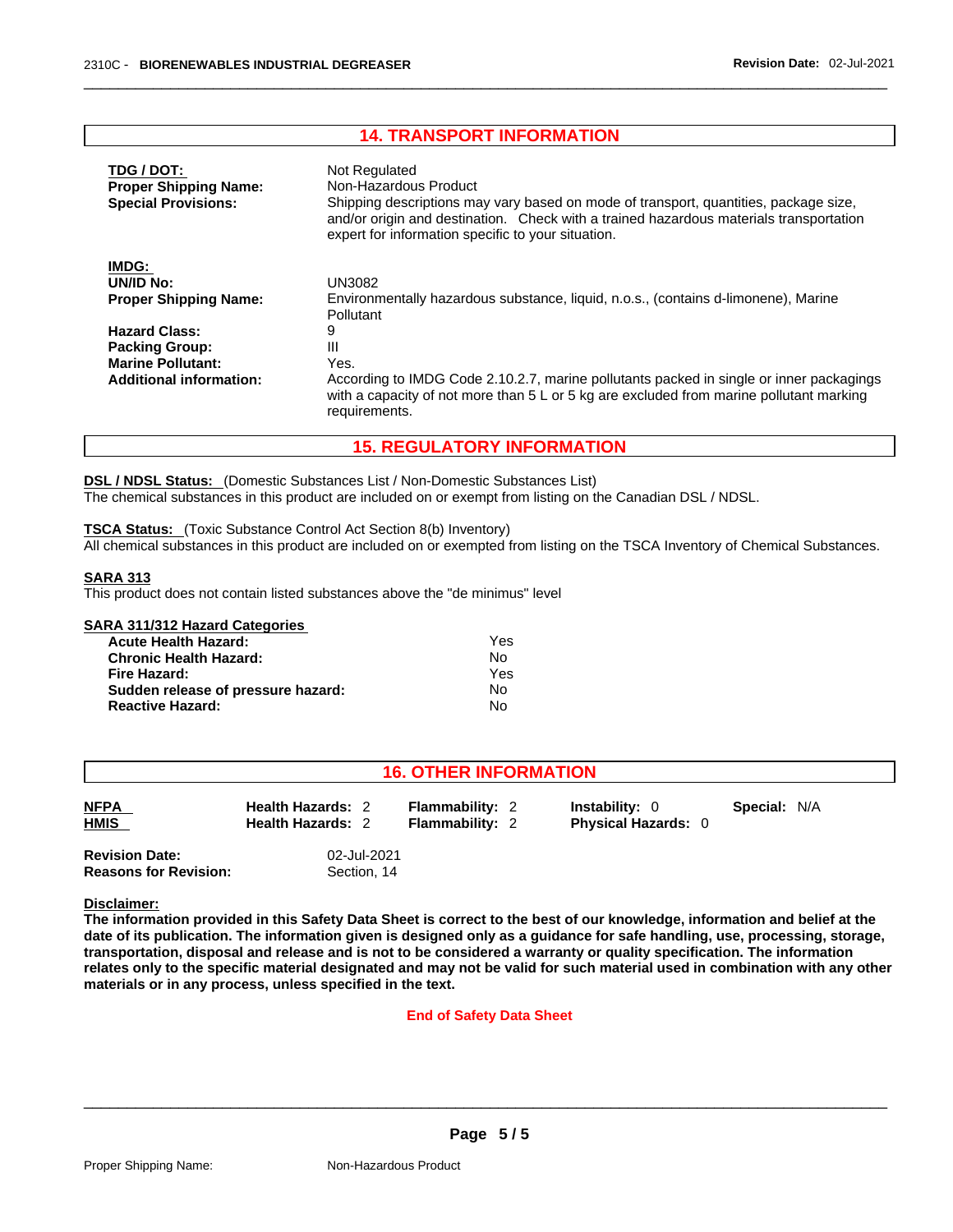## 14. TRANSPORT INFORMATION

| | |
|---|---|
| **TDG / DOT:** | Not Regulated |
| **Proper Shipping Name:** | Non-Hazardous Product |
| **Special Provisions:** | Shipping descriptions may vary based on mode of transport, quantities, package size, and/or origin and destination. Check with a trained hazardous materials transportation expert for information specific to your situation. |

| | |
|---|---|
| **IMDG:** | |
| **UN/ID No:** | UN3082 |
| **Proper Shipping Name:** | Environmentally hazardous substance, liquid, n.o.s., (contains d-limonene), Marine Pollutant |
| **Hazard Class:** | 9 |
| **Packing Group:** | III |
| **Marine Pollutant:** | Yes. |
| **Additional information:** | According to IMDG Code 2.10.2.7, marine pollutants packed in single or inner packagings with a capacity of not more than 5 L or 5 kg are excluded from marine pollutant marking requirements. |

## 15. REGULATORY INFORMATION

**DSL / NDSL Status:** (Domestic Substances List / Non-Domestic Substances List)
The chemical substances in this product are included on or exempt from listing on the Canadian DSL / NDSL.

**TSCA Status:** (Toxic Substance Control Act Section 8(b) Inventory)
All chemical substances in this product are included on or exempted from listing on the TSCA Inventory of Chemical Substances.

**SARA 313**
This product does not contain listed substances above the "de minimus" level

**SARA 311/312 Hazard Categories**

| | |
|---|---|
| **Acute Health Hazard:** | Yes |
| **Chronic Health Hazard:** | No |
| **Fire Hazard:** | Yes |
| **Sudden release of pressure hazard:** | No |
| **Reactive Hazard:** | No |

## 16. OTHER INFORMATION

| | | | | |
|---|---|---|---|---|
| **NFPA** | **Health Hazards:** 2 | **Flammability:** 2 | **Instability:** 0 | **Special:** N/A |
| **HMIS** | **Health Hazards:** 2 | **Flammability:** 2 | **Physical Hazards:** 0 | |

| | |
|---|---|
| **Revision Date:** | 02-Jul-2021 |
| **Reasons for Revision:** | Section, 14 |

**Disclaimer:**
**The information provided in this Safety Data Sheet is correct to the best of our knowledge, information and belief at the date of its publication. The information given is designed only as a guidance for safe handling, use, processing, storage, transportation, disposal and release and is not to be considered a warranty or quality specification. The information relates only to the specific material designated and may not be valid for such material used in combination with any other materials or in any process, unless specified in the text.**

**End of Safety Data Sheet**

Proper Shipping Name: Non-Hazardous Product